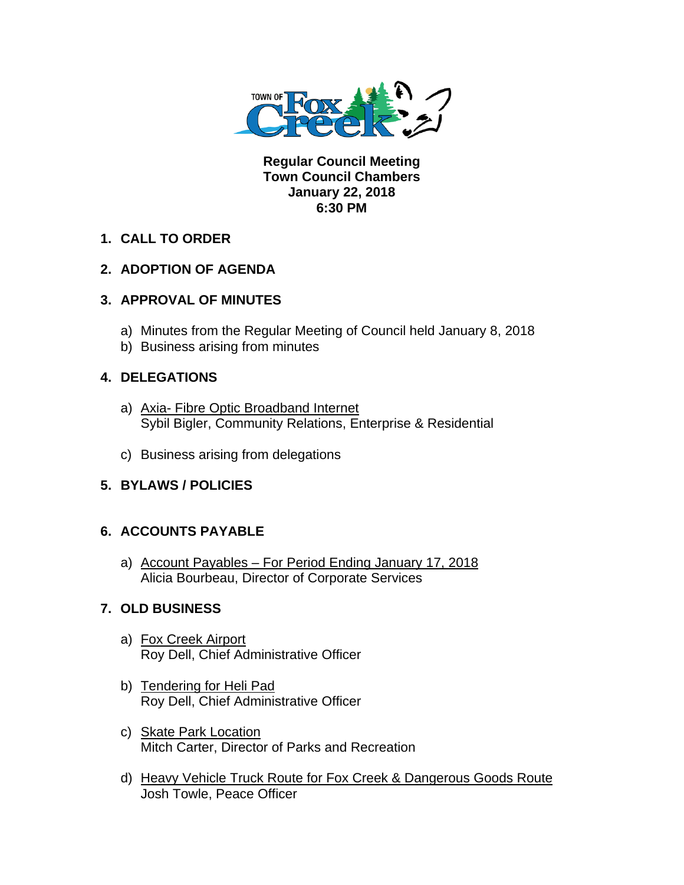TOWN OF Fox Creek

**Regular Council Meeting**
**Town Council Chambers**
**January 22, 2018**
**6:30 PM**

1. **CALL TO ORDER**

2. **ADOPTION OF AGENDA**

3. **APPROVAL OF MINUTES**

   a) Minutes from the Regular Meeting of Council held January 8, 2018
   b) Business arising from minutes

4. **DELEGATIONS**

   a) Axia- Fibre Optic Broadband Internet
   Sybil Bigler, Community Relations, Enterprise & Residential

   c) Business arising from delegations

5. **BYLAWS / POLICIES**

6. **ACCOUNTS PAYABLE**

   a) Account Payables – For Period Ending January 17, 2018
   Alicia Bourbeau, Director of Corporate Services

7. **OLD BUSINESS**

   a) Fox Creek Airport
   Roy Dell, Chief Administrative Officer

   b) Tendering for Heli Pad
   Roy Dell, Chief Administrative Officer

   c) Skate Park Location
   Mitch Carter, Director of Parks and Recreation

   d) Heavy Vehicle Truck Route for Fox Creek & Dangerous Goods Route
   Josh Towle, Peace Officer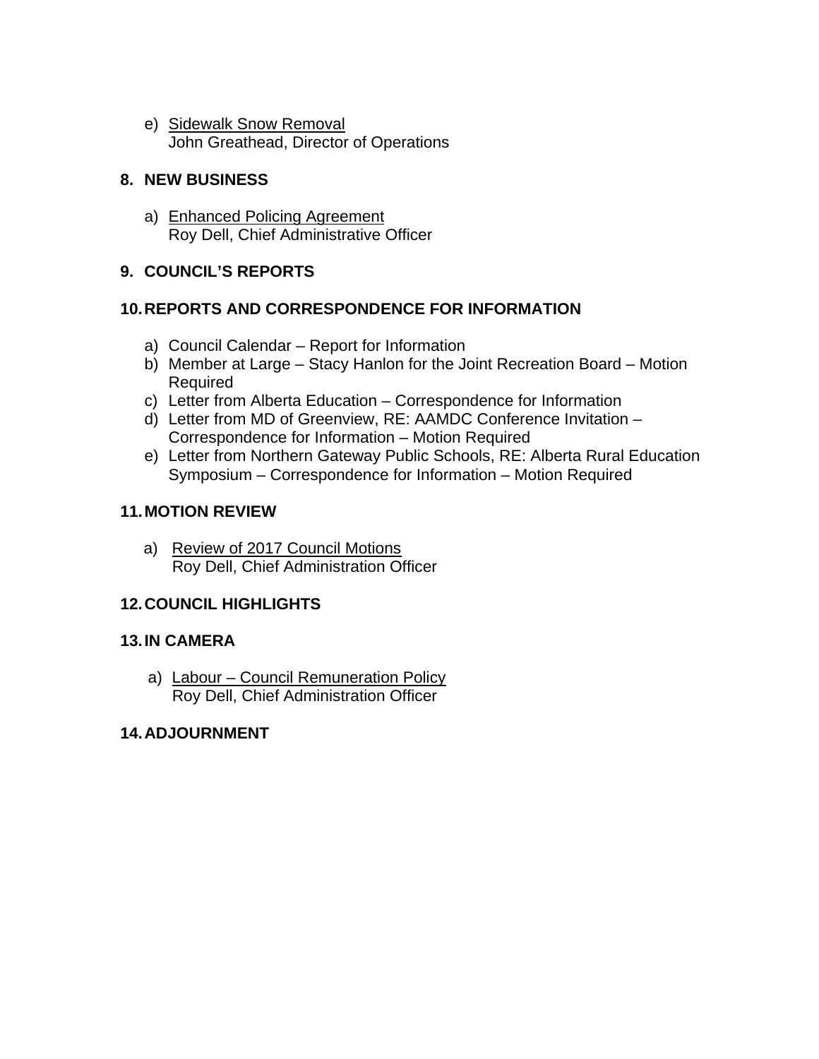e) <u>Sidewalk Snow Removal</u>
   John Greathead, Director of Operations

## 8. NEW BUSINESS

a) <u>Enhanced Policing Agreement</u>
   Roy Dell, Chief Administrative Officer

## 9. COUNCIL'S REPORTS

## 10. REPORTS AND CORRESPONDENCE FOR INFORMATION

a) Council Calendar – Report for Information
b) Member at Large – Stacy Hanlon for the Joint Recreation Board – Motion Required
c) Letter from Alberta Education – Correspondence for Information
d) Letter from MD of Greenview, RE: AAMDC Conference Invitation – Correspondence for Information – Motion Required
e) Letter from Northern Gateway Public Schools, RE: Alberta Rural Education Symposium – Correspondence for Information – Motion Required

## 11. MOTION REVIEW

a) <u>Review of 2017 Council Motions</u>
   Roy Dell, Chief Administration Officer

## 12. COUNCIL HIGHLIGHTS

## 13. IN CAMERA

a) <u>Labour – Council Remuneration Policy</u>
   Roy Dell, Chief Administration Officer

## 14. ADJOURNMENT